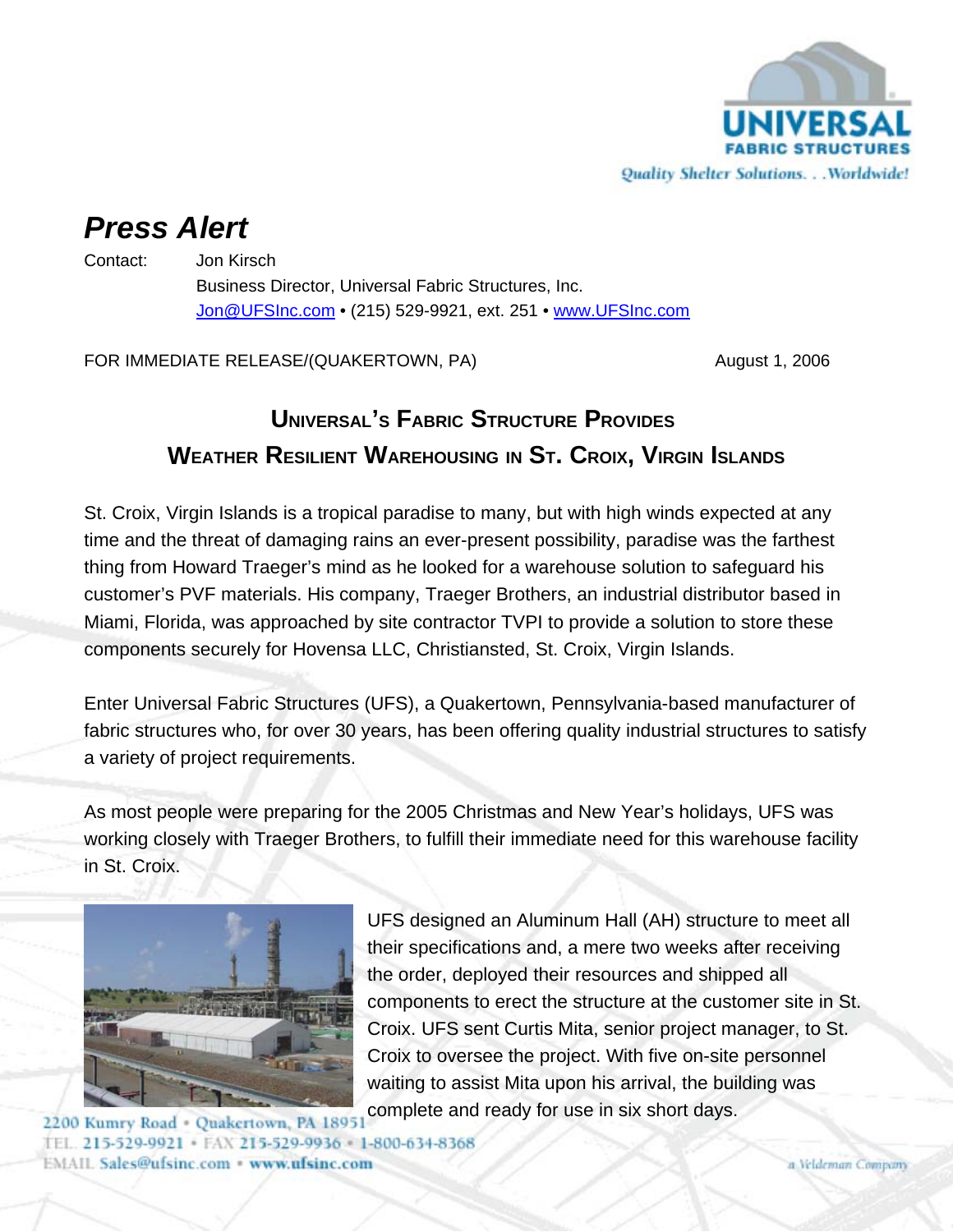# Press Alert

Contact: Jon Kirsch
Business Director, Universal Fabric Structures, Inc.
Jon@UFSInc.com • (215) 529-9921, ext. 251 • www.UFSInc.com

FOR IMMEDIATE RELEASE/(QUAKERTOWN, PA) August 1, 2006

## Universal's Fabric Structure Provides Weather Resilient Warehousing in St. Croix, Virgin Islands

St. Croix, Virgin Islands is a tropical paradise to many, but with high winds expected at any time and the threat of damaging rains an ever-present possibility, paradise was the farthest thing from Howard Traeger's mind as he looked for a warehouse solution to safeguard his customer's PVF materials. His company, Traeger Brothers, an industrial distributor based in Miami, Florida, was approached by site contractor TVPI to provide a solution to store these components securely for Hovensa LLC, Christiansted, St. Croix, Virgin Islands.

Enter Universal Fabric Structures (UFS), a Quakertown, Pennsylvania-based manufacturer of fabric structures who, for over 30 years, has been offering quality industrial structures to satisfy a variety of project requirements.

As most people were preparing for the 2005 Christmas and New Year's holidays, UFS was working closely with Traeger Brothers, to fulfill their immediate need for this warehouse facility in St. Croix.

UFS designed an Aluminum Hall (AH) structure to meet all their specifications and, a mere two weeks after receiving the order, deployed their resources and shipped all components to erect the structure at the customer site in St. Croix. UFS sent Curtis Mita, senior project manager, to St. Croix to oversee the project. With five on-site personnel waiting to assist Mita upon his arrival, the building was complete and ready for use in six short days.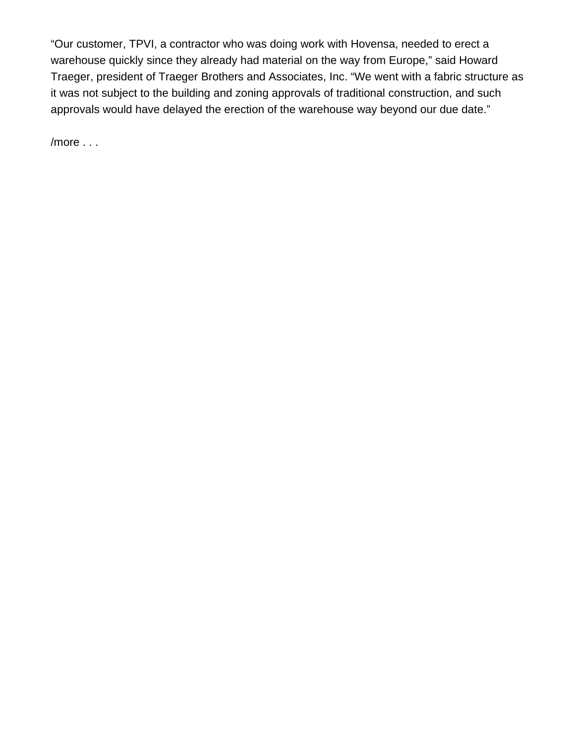“Our customer, TPVI, a contractor who was doing work with Hovensa, needed to erect a warehouse quickly since they already had material on the way from Europe,” said Howard Traeger, president of Traeger Brothers and Associates, Inc. “We went with a fabric structure as it was not subject to the building and zoning approvals of traditional construction, and such approvals would have delayed the erection of the warehouse way beyond our due date.”

/more . . .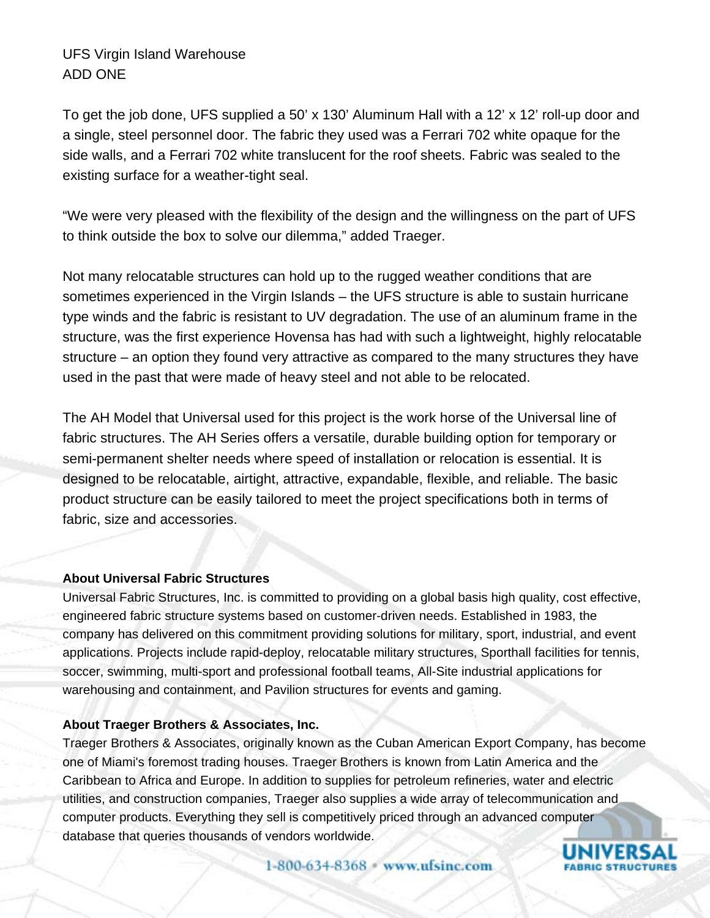UFS Virgin Island Warehouse
ADD ONE

To get the job done, UFS supplied a 50' x 130' Aluminum Hall with a 12' x 12' roll-up door and a single, steel personnel door. The fabric they used was a Ferrari 702 white opaque for the side walls, and a Ferrari 702 white translucent for the roof sheets. Fabric was sealed to the existing surface for a weather-tight seal.

"We were very pleased with the flexibility of the design and the willingness on the part of UFS to think outside the box to solve our dilemma," added Traeger.

Not many relocatable structures can hold up to the rugged weather conditions that are sometimes experienced in the Virgin Islands – the UFS structure is able to sustain hurricane type winds and the fabric is resistant to UV degradation. The use of an aluminum frame in the structure, was the first experience Hovensa has had with such a lightweight, highly relocatable structure – an option they found very attractive as compared to the many structures they have used in the past that were made of heavy steel and not able to be relocated.

The AH Model that Universal used for this project is the work horse of the Universal line of fabric structures. The AH Series offers a versatile, durable building option for temporary or semi-permanent shelter needs where speed of installation or relocation is essential. It is designed to be relocatable, airtight, attractive, expandable, flexible, and reliable. The basic product structure can be easily tailored to meet the project specifications both in terms of fabric, size and accessories.

**About Universal Fabric Structures**

Universal Fabric Structures, Inc. is committed to providing on a global basis high quality, cost effective, engineered fabric structure systems based on customer-driven needs. Established in 1983, the company has delivered on this commitment providing solutions for military, sport, industrial, and event applications. Projects include rapid-deploy, relocatable military structures, Sporthall facilities for tennis, soccer, swimming, multi-sport and professional football teams, All-Site industrial applications for warehousing and containment, and Pavilion structures for events and gaming.

**About Traeger Brothers & Associates, Inc.**

Traeger Brothers & Associates, originally known as the Cuban American Export Company, has become one of Miami's foremost trading houses. Traeger Brothers is known from Latin America and the Caribbean to Africa and Europe. In addition to supplies for petroleum refineries, water and electric utilities, and construction companies, Traeger also supplies a wide array of telecommunication and computer products. Everything they sell is competitively priced through an advanced computer database that queries thousands of vendors worldwide.

1-800-634-8368 • www.ufsinc.com

UNIVERSAL FABRIC STRUCTURES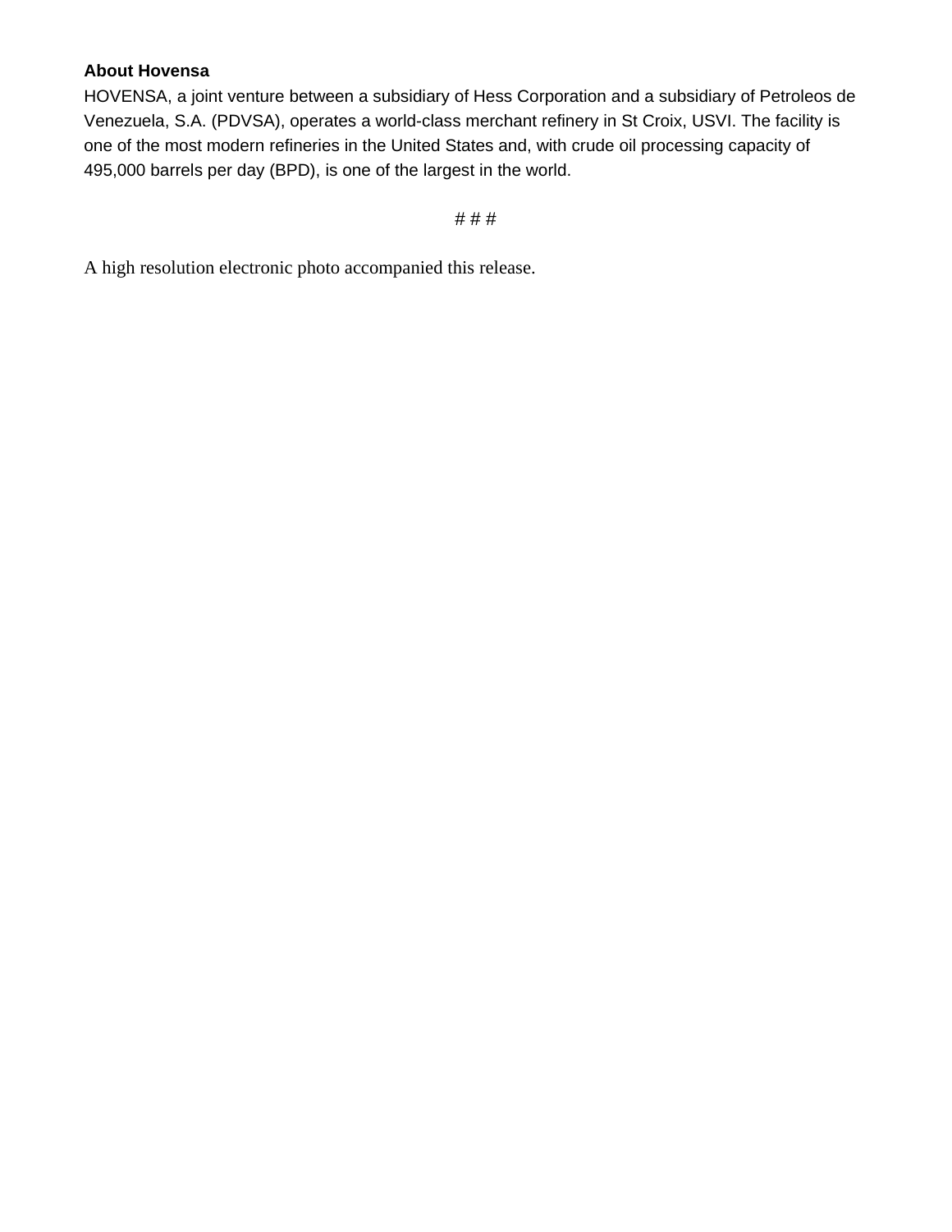**About Hovensa**

HOVENSA, a joint venture between a subsidiary of Hess Corporation and a subsidiary of Petroleos de Venezuela, S.A. (PDVSA), operates a world-class merchant refinery in St Croix, USVI. The facility is one of the most modern refineries in the United States and, with crude oil processing capacity of 495,000 barrels per day (BPD), is one of the largest in the world.

# # #

A high resolution electronic photo accompanied this release.